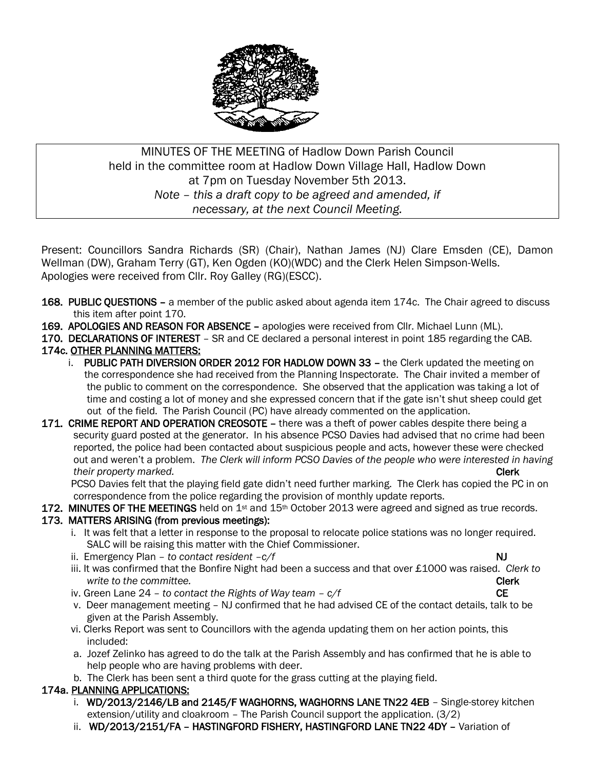MINUTES OF THE MEETING of Hadlow Down Parish Council
held in the committee room at Hadlow Down Village Hall, Hadlow Down
at 7pm on Tuesday November 5th 2013.
*Note – this a draft copy to be agreed and amended, if necessary, at the next Council Meeting.*

Present: Councillors Sandra Richards (SR) (Chair), Nathan James (NJ) Clare Emsden (CE), Damon Wellman (DW), Graham Terry (GT), Ken Ogden (KO)(WDC) and the Clerk Helen Simpson-Wells.
Apologies were received from Cllr. Roy Galley (RG)(ESCC).

**168. PUBLIC QUESTIONS –** a member of the public asked about agenda item 174c. The Chair agreed to discuss this item after point 170.

**169. APOLOGIES AND REASON FOR ABSENCE –** apologies were received from Cllr. Michael Lunn (ML).

**170. DECLARATIONS OF INTEREST** – SR and CE declared a personal interest in point 185 regarding the CAB.

**174c. OTHER PLANNING MATTERS:**

i. **PUBLIC PATH DIVERSION ORDER 2012 FOR HADLOW DOWN 33 –** the Clerk updated the meeting on the correspondence she had received from the Planning Inspectorate. The Chair invited a member of the public to comment on the correspondence. She observed that the application was taking a lot of time and costing a lot of money and she expressed concern that if the gate isn't shut sheep could get out of the field. The Parish Council (PC) have already commented on the application.

**171. CRIME REPORT AND OPERATION CREOSOTE –** there was a theft of power cables despite there being a security guard posted at the generator. In his absence PCSO Davies had advised that no crime had been reported, the police had been contacted about suspicious people and acts, however these were checked out and weren't a problem. *The Clerk will inform PCSO Davies of the people who were interested in having their property marked.* **Clerk**

PCSO Davies felt that the playing field gate didn't need further marking. The Clerk has copied the PC in on correspondence from the police regarding the provision of monthly update reports.

**172. MINUTES OF THE MEETINGS** held on 1st and 15th October 2013 were agreed and signed as true records.

**173. MATTERS ARISING (from previous meetings):**

i. It was felt that a letter in response to the proposal to relocate police stations was no longer required. SALC will be raising this matter with the Chief Commissioner.

ii. Emergency Plan – *to contact resident –c/f* **NJ**

iii. It was confirmed that the Bonfire Night had been a success and that over £1000 was raised. *Clerk to write to the committee.* **Clerk**

iv. Green Lane 24 – *to contact the Rights of Way team – c/f* **CE**

v. Deer management meeting – NJ confirmed that he had advised CE of the contact details, talk to be given at the Parish Assembly.

vi. Clerks Report was sent to Councillors with the agenda updating them on her action points, this included:

a. Jozef Zelinko has agreed to do the talk at the Parish Assembly and has confirmed that he is able to help people who are having problems with deer.

b. The Clerk has been sent a third quote for the grass cutting at the playing field.

**174a. PLANNING APPLICATIONS:**

i. **WD/2013/2146/LB and 2145/F WAGHORNS, WAGHORNS LANE TN22 4EB** – Single-storey kitchen extension/utility and cloakroom – The Parish Council support the application. (3/2)

ii. **WD/2013/2151/FA – HASTINGFORD FISHERY, HASTINGFORD LANE TN22 4DY –** Variation of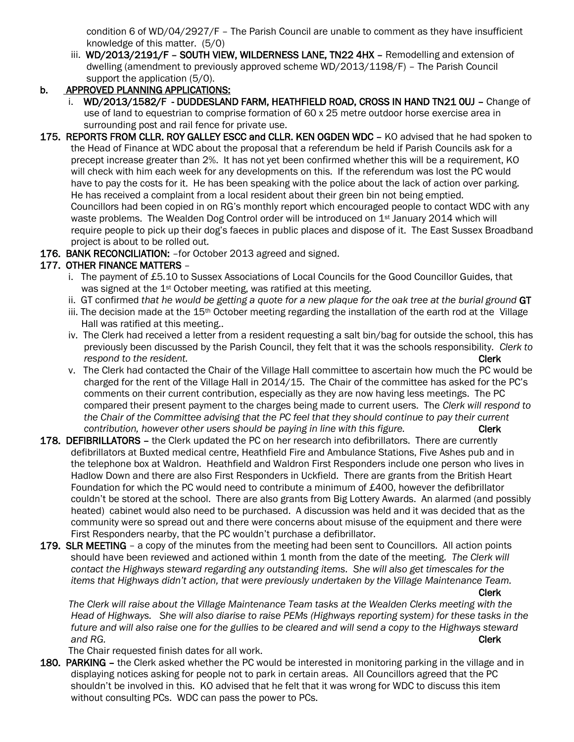condition 6 of WD/04/2927/F – The Parish Council are unable to comment as they have insufficient knowledge of this matter. (5/0)

iii. **WD/2013/2191/F – SOUTH VIEW, WILDERNESS LANE, TN22 4HX –** Remodelling and extension of dwelling (amendment to previously approved scheme WD/2013/1198/F) – The Parish Council support the application (5/0).

**b. APPROVED PLANNING APPLICATIONS:**

i. **WD/2013/1582/F - DUDDESLAND FARM, HEATHFIELD ROAD, CROSS IN HAND TN21 0UJ –** Change of use of land to equestrian to comprise formation of 60 x 25 metre outdoor horse exercise area in surrounding post and rail fence for private use.

**175. REPORTS FROM CLLR. ROY GALLEY ESCC and CLLR. KEN OGDEN WDC –** KO advised that he had spoken to the Head of Finance at WDC about the proposal that a referendum be held if Parish Councils ask for a precept increase greater than 2%. It has not yet been confirmed whether this will be a requirement, KO will check with him each week for any developments on this. If the referendum was lost the PC would have to pay the costs for it. He has been speaking with the police about the lack of action over parking. He has received a complaint from a local resident about their green bin not being emptied. Councillors had been copied in on RG's monthly report which encouraged people to contact WDC with any waste problems. The Wealden Dog Control order will be introduced on 1st January 2014 which will require people to pick up their dog's faeces in public places and dispose of it. The East Sussex Broadband project is about to be rolled out.

**176. BANK RECONCILIATION:** –for October 2013 agreed and signed.

**177. OTHER FINANCE MATTERS** –

i. The payment of £5.10 to Sussex Associations of Local Councils for the Good Councillor Guides, that was signed at the 1st October meeting, was ratified at this meeting.

ii. GT confirmed *that he would be getting a quote for a new plaque for the oak tree at the burial ground* **GT**

iii. The decision made at the 15th October meeting regarding the installation of the earth rod at the Village Hall was ratified at this meeting..

iv. The Clerk had received a letter from a resident requesting a salt bin/bag for outside the school, this has previously been discussed by the Parish Council, they felt that it was the schools responsibility. *Clerk to respond to the resident.* **Clerk**

v. The Clerk had contacted the Chair of the Village Hall committee to ascertain how much the PC would be charged for the rent of the Village Hall in 2014/15. The Chair of the committee has asked for the PC's comments on their current contribution, especially as they are now having less meetings. The PC compared their present payment to the charges being made to current users. The *Clerk will respond to the Chair of the Committee advising that the PC feel that they should continue to pay their current contribution, however other users should be paying in line with this figure.* **Clerk**

**178. DEFIBRILLATORS –** the Clerk updated the PC on her research into defibrillators. There are currently defibrillators at Buxted medical centre, Heathfield Fire and Ambulance Stations, Five Ashes pub and in the telephone box at Waldron. Heathfield and Waldron First Responders include one person who lives in Hadlow Down and there are also First Responders in Uckfield. There are grants from the British Heart Foundation for which the PC would need to contribute a minimum of £400, however the defibrillator couldn't be stored at the school. There are also grants from Big Lottery Awards. An alarmed (and possibly heated) cabinet would also need to be purchased. A discussion was held and it was decided that as the community were so spread out and there were concerns about misuse of the equipment and there were First Responders nearby, that the PC wouldn't purchase a defibrillator.

**179. SLR MEETING** – a copy of the minutes from the meeting had been sent to Councillors. All action points should have been reviewed and actioned within 1 month from the date of the meeting. *The Clerk will contact the Highways steward regarding any outstanding items. She will also get timescales for the items that Highways didn't action, that were previously undertaken by the Village Maintenance Team.* **Clerk**

*The Clerk will raise about the Village Maintenance Team tasks at the Wealden Clerks meeting with the Head of Highways. She will also diarise to raise PEMs (Highways reporting system) for these tasks in the future and will also raise one for the gullies to be cleared and will send a copy to the Highways steward and RG.* **Clerk**

The Chair requested finish dates for all work.

**180. PARKING –** the Clerk asked whether the PC would be interested in monitoring parking in the village and in displaying notices asking for people not to park in certain areas. All Councillors agreed that the PC shouldn't be involved in this. KO advised that he felt that it was wrong for WDC to discuss this item without consulting PCs. WDC can pass the power to PCs.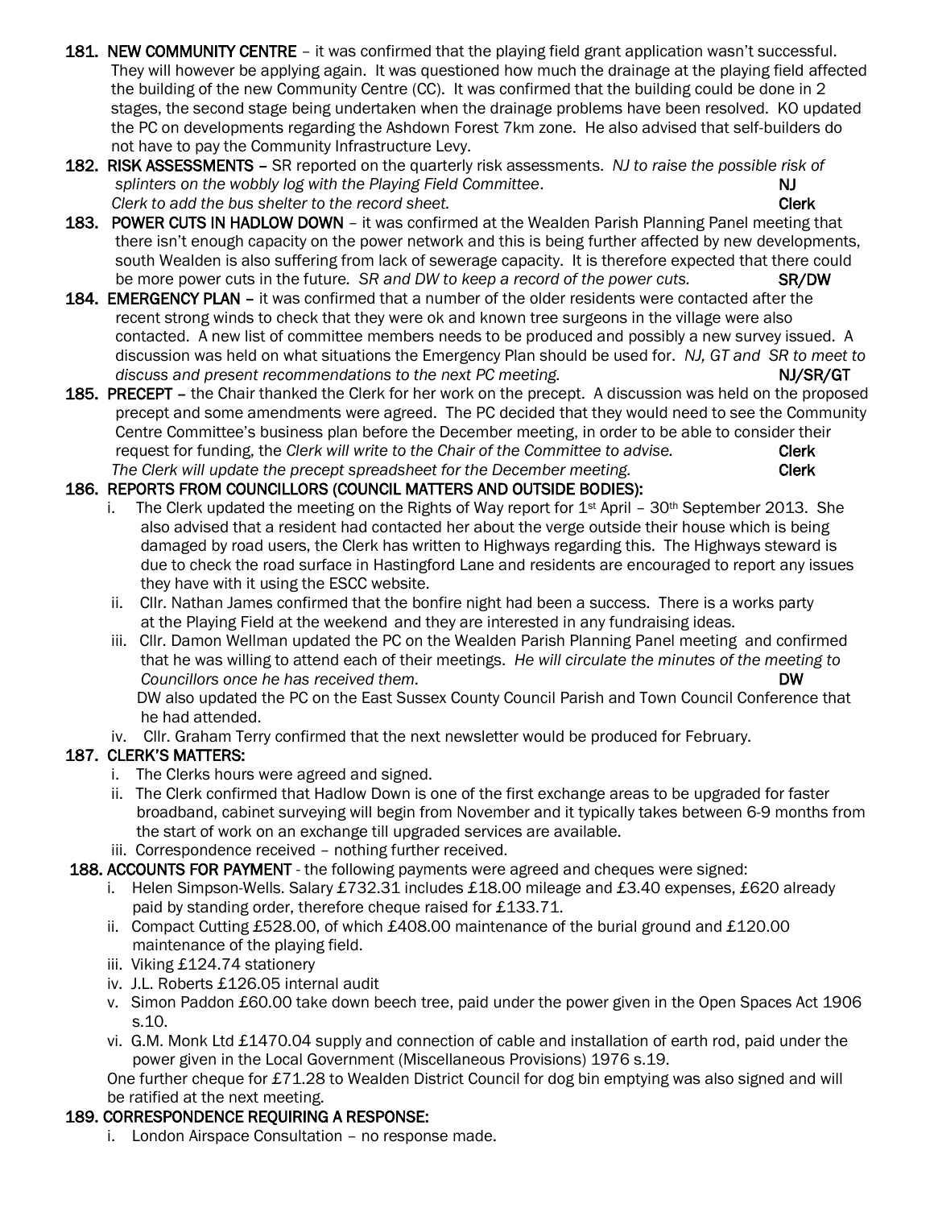**181. NEW COMMUNITY CENTRE** – it was confirmed that the playing field grant application wasn't successful. They will however be applying again. It was questioned how much the drainage at the playing field affected the building of the new Community Centre (CC). It was confirmed that the building could be done in 2 stages, the second stage being undertaken when the drainage problems have been resolved. KO updated the PC on developments regarding the Ashdown Forest 7km zone. He also advised that self-builders do not have to pay the Community Infrastructure Levy.

**182. RISK ASSESSMENTS** – SR reported on the quarterly risk assessments. *NJ to raise the possible risk of splinters on the wobbly log with the Playing Field Committee*. **NJ**
*Clerk to add the bus shelter to the record sheet.* **Clerk**

**183. POWER CUTS IN HADLOW DOWN** – it was confirmed at the Wealden Parish Planning Panel meeting that there isn't enough capacity on the power network and this is being further affected by new developments, south Wealden is also suffering from lack of sewerage capacity. It is therefore expected that there could be more power cuts in the future. *SR and DW to keep a record of the power cuts.* **SR/DW**

**184. EMERGENCY PLAN** – it was confirmed that a number of the older residents were contacted after the recent strong winds to check that they were ok and known tree surgeons in the village were also contacted. A new list of committee members needs to be produced and possibly a new survey issued. A discussion was held on what situations the Emergency Plan should be used for. *NJ, GT and SR to meet to discuss and present recommendations to the next PC meeting.* **NJ/SR/GT**

**185. PRECEPT** – the Chair thanked the Clerk for her work on the precept. A discussion was held on the proposed precept and some amendments were agreed. The PC decided that they would need to see the Community Centre Committee's business plan before the December meeting, in order to be able to consider their request for funding, the *Clerk will write to the Chair of the Committee to advise.* **Clerk**
*The Clerk will update the precept spreadsheet for the December meeting.* **Clerk**

**186. REPORTS FROM COUNCILLORS (COUNCIL MATTERS AND OUTSIDE BODIES):**

i. The Clerk updated the meeting on the Rights of Way report for 1st April – 30th September 2013. She also advised that a resident had contacted her about the verge outside their house which is being damaged by road users, the Clerk has written to Highways regarding this. The Highways steward is due to check the road surface in Hastingford Lane and residents are encouraged to report any issues they have with it using the ESCC website.

ii. Cllr. Nathan James confirmed that the bonfire night had been a success. There is a works party at the Playing Field at the weekend and they are interested in any fundraising ideas.

iii. Cllr. Damon Wellman updated the PC on the Wealden Parish Planning Panel meeting and confirmed that he was willing to attend each of their meetings. *He will circulate the minutes of the meeting to Councillors once he has received them.* **DW**
DW also updated the PC on the East Sussex County Council Parish and Town Council Conference that he had attended.

iv. Cllr. Graham Terry confirmed that the next newsletter would be produced for February.

**187. CLERK'S MATTERS:**

i. The Clerks hours were agreed and signed.

ii. The Clerk confirmed that Hadlow Down is one of the first exchange areas to be upgraded for faster broadband, cabinet surveying will begin from November and it typically takes between 6-9 months from the start of work on an exchange till upgraded services are available.

iii. Correspondence received – nothing further received.

**188. ACCOUNTS FOR PAYMENT** - the following payments were agreed and cheques were signed:

i. Helen Simpson-Wells. Salary £732.31 includes £18.00 mileage and £3.40 expenses, £620 already paid by standing order, therefore cheque raised for £133.71.

ii. Compact Cutting £528.00, of which £408.00 maintenance of the burial ground and £120.00 maintenance of the playing field.

iii. Viking £124.74 stationery

iv. J.L. Roberts £126.05 internal audit

v. Simon Paddon £60.00 take down beech tree, paid under the power given in the Open Spaces Act 1906 s.10.

vi. G.M. Monk Ltd £1470.04 supply and connection of cable and installation of earth rod, paid under the power given in the Local Government (Miscellaneous Provisions) 1976 s.19.

One further cheque for £71.28 to Wealden District Council for dog bin emptying was also signed and will be ratified at the next meeting.

**189. CORRESPONDENCE REQUIRING A RESPONSE:**

i. London Airspace Consultation – no response made.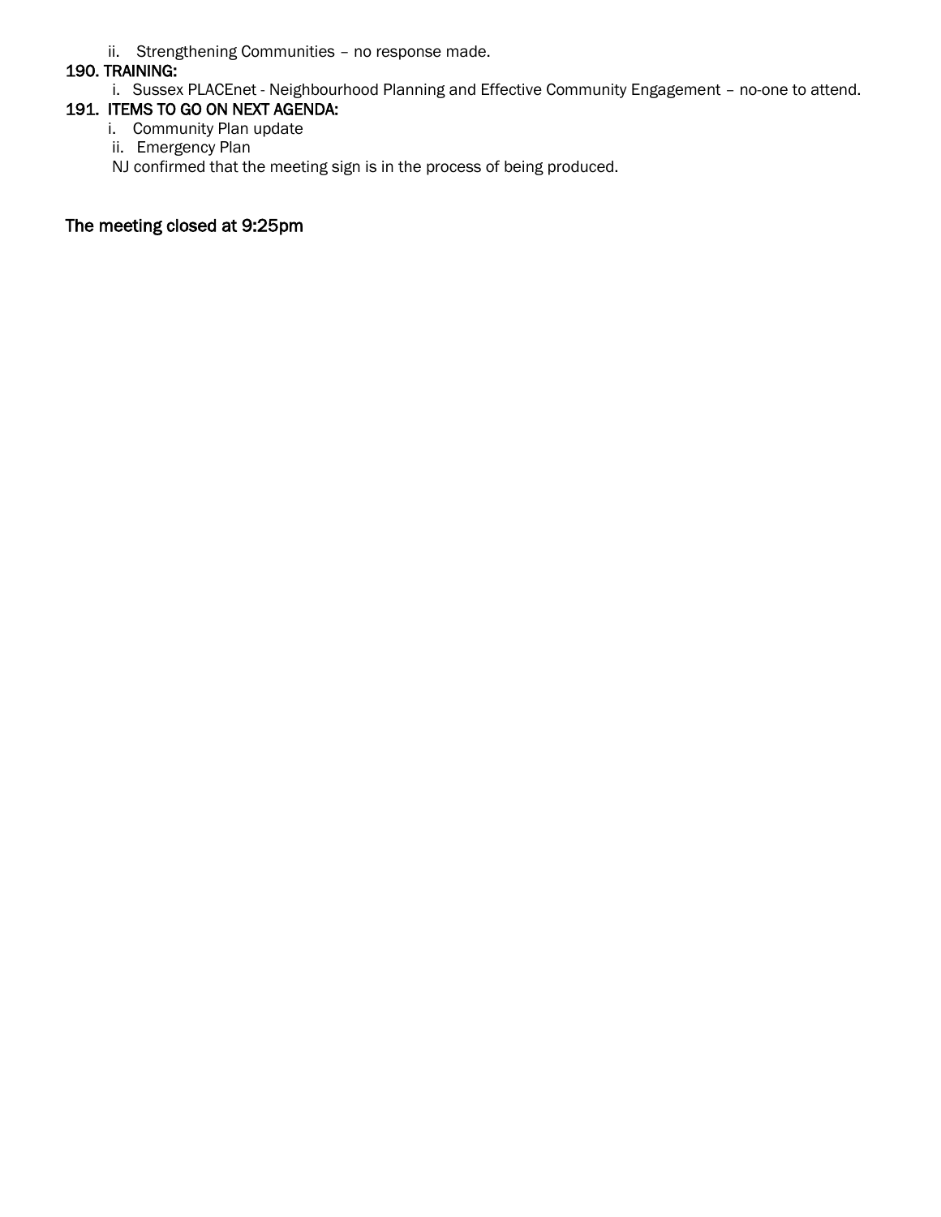ii. Strengthening Communities – no response made.

**190. TRAINING:**

i. Sussex PLACEnet - Neighbourhood Planning and Effective Community Engagement – no-one to attend.

**191. ITEMS TO GO ON NEXT AGENDA:**

i. Community Plan update
ii. Emergency Plan

NJ confirmed that the meeting sign is in the process of being produced.

**The meeting closed at 9:25pm**